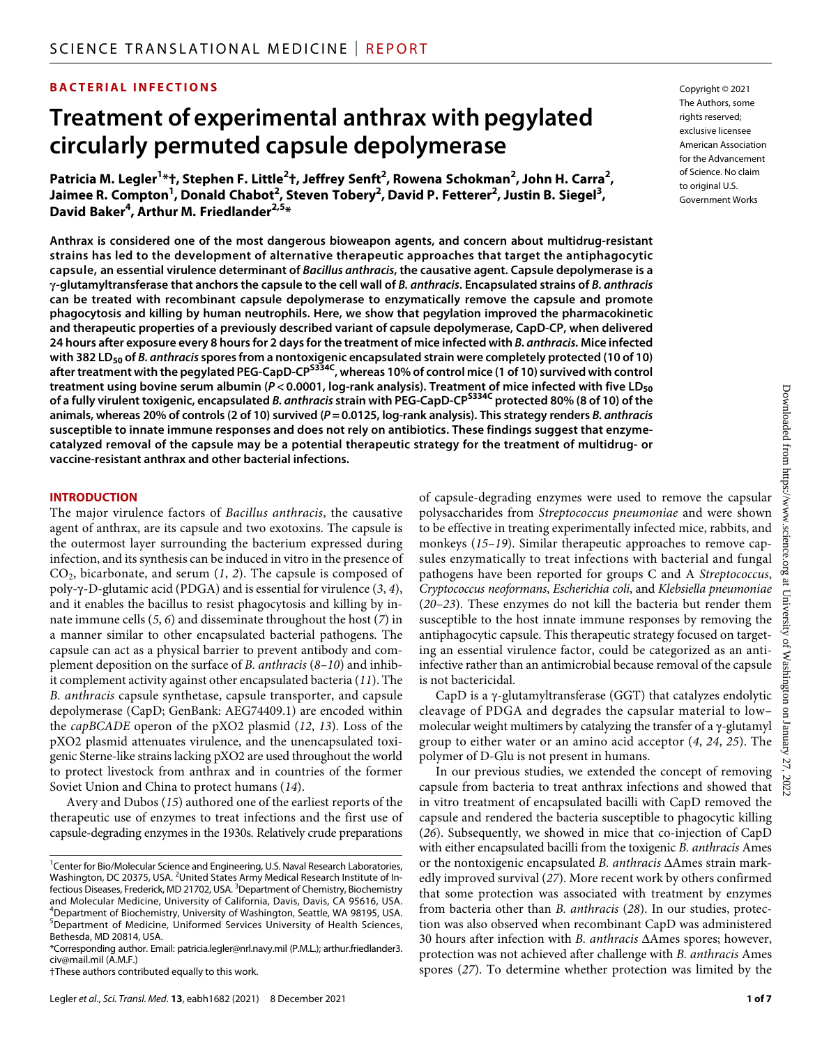BACTERIAL INFECTIONS

# Treatment of experimental anthrax with pegylated circularly permuted capsule depolymerase

**Patricia M. Legler[1]*†, Stephen F. Little[2]†, Jeffrey Seft[2], Rowena Schokman[2], John H. Carra[2], Jaimee R. Compton[1], Donald Chabot[2], Steven Tobery[2], David P. Fetterer[2], Justin B. Siegel[3], David Baker[4], Arthur M. Friedlander[2,5]***

Copyright © 2021 The Authors, some rights reserved; exclusive licensee American Association for the Advancement of Science. No claim to original U.S. Government Works

**Anthrax is considered one of the most dangerous bioweapon agents, and concern about multidrug-resistant strains has led to the development of alternative therapeutic approaches that target the antiphagocytic capsule, an essential virulence determinant of *Bacillus anthracis*, the causative agent. Capsule depolymerase is a γ-glutamyltransferase that anchors the capsule to the cell wall of *B. anthracis*. Encapsulated strains of *B. anthracis* can be treated with recombinant capsule depolymerase to enzymatically remove the capsule and promote phagocytosis and killing by human neutrophils. Here, we show that pegylation improved the pharmacokinetic and therapeutic properties of a previously described variant of capsule depolymerase, CapD-CP, when delivered 24 hours after exposure every 8 hours for 2 days for the treatment of mice infected with *B. anthracis*. Mice infected with 382 $LD_{50}$ of *B. anthracis* spores from a nontoxigenic encapsulated strain were completely protected (10 of 10) after treatment with the pegylated PEG-CapD-CP$^{S334C}$, whereas 10% of control mice (1 of 10) survived with control treatment using bovine serum albumin ($P < 0.0001$, log-rank analysis). Treatment of mice infected with five $LD_{50}$ of a fully virulent toxigenic, encapsulated *B. anthracis* strain with PEG-CapD-CP$^{S334C}$ protected 80% (8 of 10) of the animals, whereas 20% of controls (2 of 10) survived ($P = 0.0125$, log-rank analysis). This strategy renders *B. anthracis* susceptible to innate immune responses and does not rely on antibiotics. These findings suggest that enzyme-catalyzed removal of the capsule may be a potential therapeutic strategy for the treatment of multidrug- or vaccine-resistant anthrax and other bacterial infections.**

## INTRODUCTION

The major virulence factors of *Bacillus anthracis*, the causative agent of anthrax, are its capsule and two exotoxins. The capsule is the outermost layer surrounding the bacterium expressed during infection, and its synthesis can be induced in vitro in the presence of $CO_2$, bicarbonate, and serum (*1*, *2*). The capsule is composed of poly-γ-D-glutamic acid (PDGA) and is essential for virulence (*3*, *4*), and it enables the bacillus to resist phagocytosis and killing by innate immune cells (*5*, *6*) and disseminate throughout the host (*7*) in a manner similar to other encapsulated bacterial pathogens. The capsule can act as a physical barrier to prevent antibody and complement deposition on the surface of *B. anthracis* (*8*–*10*) and inhibit complement activity against other encapsulated bacteria (*11*). The *B. anthracis* capsule synthetase, capsule transporter, and capsule depolymerase (CapD; GenBank: AEG74409.1) are encoded within the *capBCADE* operon of the pXO2 plasmid (*12*, *13*). Loss of the pXO2 plasmid attenuates virulence, and the unencapsulated toxigenic Sterne-like strains lacking pXO2 are used throughout the world to protect livestock from anthrax and in countries of the former Soviet Union and China to protect humans (*14*).

Avery and Dubos (*15*) authored one of the earliest reports of the therapeutic use of enzymes to treat infections and the first use of capsule-degrading enzymes in the 1930s. Relatively crude preparations of capsule-degrading enzymes were used to remove the capsular polysaccharides from *Streptococcus pneumoniae* and were shown to be effective in treating experimentally infected mice, rabbits, and monkeys (*15*–*19*). Similar therapeutic approaches to remove capsules enzymatically to treat infections with bacterial and fungal pathogens have been reported for groups C and A *Streptococcus*, *Cryptococcus neoformans*, *Escherichia coli*, and *Klebsiella pneumoniae* (*20*–*23*). These enzymes do not kill the bacteria but render them susceptible to the host innate immune responses by removing the antiphagocytic capsule. This therapeutic strategy focused on targeting an essential virulence factor, could be categorized as an anti-infective rather than an antimicrobial because removal of the capsule is not bactericidal.

CapD is a γ-glutamyltransferase (GGT) that catalyzes endolytic cleavage of PDGA and degrades the capsular material to low–molecular weight multimers by catalyzing the transfer of a γ-glutamyl group to either water or an amino acid acceptor (*4*, *24*, *25*). The polymer of D-Glu is not present in humans.

In our previous studies, we extended the concept of removing capsule from bacteria to treat anthrax infections and showed that in vitro treatment of encapsulated bacilli with CapD removed the capsule and rendered the bacteria susceptible to phagocytic killing (*26*). Subsequently, we showed in mice that co-injection of CapD with either encapsulated bacilli from the toxigenic *B. anthracis* Ames or the nontoxigenic encapsulated *B. anthracis* ΔAmes strain markedly improved survival (*27*). More recent work by others confirmed that some protection was associated with treatment by enzymes from bacteria other than *B. anthracis* (*28*). In our studies, protection was also observed when recombinant CapD was administered 30 hours after infection with *B. anthracis* ΔAmes spores; however, protection was not achieved after challenge with *B. anthracis* Ames spores (*27*). To determine whether protection was limited by the

[1]Center for Bio/Molecular Science and Engineering, U.S. Naval Research Laboratories, Washington, DC 20375, USA. [2]United States Army Medical Research Institute of Infectious Diseases, Frederick, MD 21702, USA. [3]Department of Chemistry, Biochemistry and Molecular Medicine, University of California, Davis, Davis, CA 95616, USA. [4]Department of Biochemistry, University of Washington, Seattle, WA 98195, USA. [5]Department of Medicine, Uniformed Services University of Health Sciences, Bethesda, MD 20814, USA.

*Corresponding author. Email: patricia.legler@nrl.navy.mil (P.M.L.); arthur.friedlander3.civ@mail.mil (A.M.F.)

†These authors contributed equally to this work.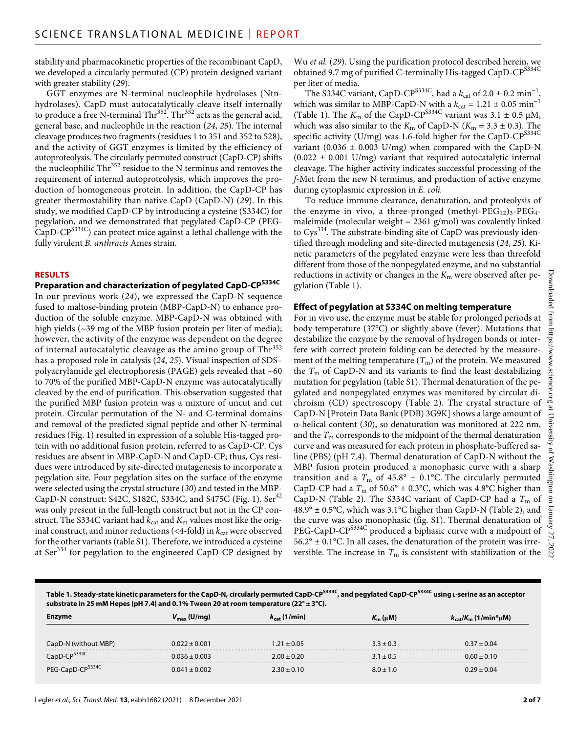stability and pharmacokinetic properties of the recombinant CapD, we developed a circularly permuted (CP) protein designed variant with greater stability (*29*).

GGT enzymes are N-terminal nucleophile hydrolases (Ntn-hydrolases). CapD must autocatalytically cleave itself internally to produce a free N-terminal Thr[352]. Thr[352] acts as the general acid, general base, and nucleophile in the reaction (*24*, *25*). The internal cleavage produces two fragments (residues 1 to 351 and 352 to 528), and the activity of GGT enzymes is limited by the efficiency of autoproteolysis. The circularly permuted construct (CapD-CP) shifts the nucleophilic Thr[352] residue to the N terminus and removes the requirement of internal autoproteolysis, which improves the production of homogeneous protein. In addition, the CapD-CP has greater thermostability than native CapD (CapD-N) (*29*). In this study, we modified CapD-CP by introducing a cysteine (S334C) for pegylation, and we demonstrated that pegylated CapD-CP (PEG-CapD-CP$^{S334C}$) can protect mice against a lethal challenge with the fully virulent *B. anthracis* Ames strain.

## RESULTS

### Preparation and characterization of pegylated CapD-CP$^{S334C}$

In our previous work (*24*), we expressed the CapD-N sequence fused to maltose-binding protein (MBP-CapD-N) to enhance production of the soluble enzyme. MBP-CapD-N was obtained with high yields (~39 mg of the MBP fusion protein per liter of media); however, the activity of the enzyme was dependent on the degree of internal autocatalytic cleavage as the amino group of Thr[352] has a proposed role in catalysis (*24*, *25*). Visual inspection of SDS–polyacrylamide gel electrophoresis (PAGE) gels revealed that ~60 to 70% of the purified MBP-CapD-N enzyme was autocatalytically cleaved by the end of purification. This observation suggested that the purified MBP fusion protein was a mixture of uncut and cut protein. Circular permutation of the N- and C-terminal domains and removal of the predicted signal peptide and other N-terminal residues (Fig. 1) resulted in expression of a soluble His-tagged protein with no additional fusion protein, referred to as CapD-CP. Cys residues are absent in MBP-CapD-N and CapD-CP; thus, Cys residues were introduced by site-directed mutagenesis to incorporate a pegylation site. Four pegylation sites on the surface of the enzyme were selected using the crystal structure (*30*) and tested in the MBP-CapD-N construct: S42C, S182C, S334C, and S475C (Fig. 1). Ser[42] was only present in the full-length construct but not in the CP construct. The S334C variant had $k_{cat}$ and $K_m$ values most like the original construct, and minor reductions (<4-fold) in $k_{cat}$ were observed for the other variants (table S1). Therefore, we introduced a cysteine at Ser[334] for pegylation to the engineered CapD-CP designed by Wu *et al.* (*29*). Using the purification protocol described herein, we obtained 9.7 mg of purified C-terminally His-tagged CapD-CP$^{S334C}$ per liter of media.

The S334C variant, CapD-CP$^{S334C}$, had a $k_{cat}$ of 2.0 ± 0.2 min$^{-1}$, which was similar to MBP-CapD-N with a $k_{cat}$ = 1.21 ± 0.05 min$^{-1}$ (Table 1). The $K_m$ of the CapD-CP$^{S334C}$ variant was 3.1 ± 0.5 μM, which was also similar to the $K_m$ of CapD-N ($K_m$ = 3.3 ± 0.3). The specific activity (U/mg) was 1.6-fold higher for the CapD-CP$^{S334C}$ variant (0.036 ± 0.003 U/mg) when compared with the CapD-N (0.022 ± 0.001 U/mg) variant that required autocatalytic internal cleavage. The higher activity indicates successful processing of the *f*-Met from the new N terminus, and production of active enzyme during cytoplasmic expression in *E. coli.*

To reduce immune clearance, denaturation, and proteolysis of the enzyme in vivo, a three-pronged (methyl-PEG$_{12}$)$_3$-PEG$_4$-maleimide (molecular weight = 2361 g/mol) was covalently linked to Cys[334]. The substrate-binding site of CapD was previously identified through modeling and site-directed mutagenesis (*24*, *25*). Kinetic parameters of the pegylated enzyme were less than threefold different from those of the nonpegylated enzyme, and no substantial reductions in activity or changes in the $K_m$ were observed after pegylation (Table 1).

### Effect of pegylation at S334C on melting temperature

For in vivo use, the enzyme must be stable for prolonged periods at body temperature (37°C) or slightly above (fever). Mutations that destabilize the enzyme by the removal of hydrogen bonds or interfere with correct protein folding can be detected by the measurement of the melting temperature ($T_m$) of the protein. We measured the $T_m$ of CapD-N and its variants to find the least destabilizing mutation for pegylation (table S1). Thermal denaturation of the pegylated and nonpegylated enzymes was monitored by circular dichroism (CD) spectroscopy (Table 2). The crystal structure of CapD-N [Protein Data Bank (PDB) 3G9K] shows a large amount of α-helical content (*30*), so denaturation was monitored at 222 nm, and the $T_m$ corresponds to the midpoint of the thermal denaturation curve and was measured for each protein in phosphate-buffered saline (PBS) (pH 7.4). Thermal denaturation of CapD-N without the MBP fusion protein produced a monophasic curve with a sharp transition and a $T_m$ of 45.8° ± 0.1°C. The circularly permuted CapD-CP had a $T_m$ of 50.6° ± 0.3°C, which was 4.8°C higher than CapD-N (Table 2). The S334C variant of CapD-CP had a $T_m$ of 48.9° ± 0.5°C, which was 3.1°C higher than CapD-N (Table 2), and the curve was also monophasic (fig. S1). Thermal denaturation of PEG-CapD-CP$^{S334C}$ produced a biphasic curve with a midpoint of 56.2° ± 0.1°C. In all cases, the denaturation of the protein was irreversible. The increase in $T_m$ is consistent with stabilization of the

**Table 1. Steady-state kinetic parameters for the CapD-N, circularly permuted CapD-CP$^{S334C}$, and pegylated CapD-CP$^{S334C}$ using L-serine as an acceptor substrate in 25 mM Hepes (pH 7.4) and 0.1% Tween 20 at room temperature (22° ± 3°C).**

| Enzyme | $V_{max}$ (U/mg) | $k_{cat}$ (1/min) | $K_m$ (μM) | $k_{cat}/K_m$ (1/min*μM) |
|---|---|---|---|---|
| CapD-N (without MBP) | 0.022 ± 0.001 | 1.21 ± 0.05 | 3.3 ± 0.3 | 0.37 ± 0.04 |
| CapD-CP$^{S334C}$ | 0.036 ± 0.003 | 2.00 ± 0.20 | 3.1 ± 0.5 | 0.60 ± 0.10 |
| PEG-CapD-CP$^{S334C}$ | 0.041 ± 0.002 | 2.30 ± 0.10 | 8.0 ± 1.0 | 0.29 ± 0.04 |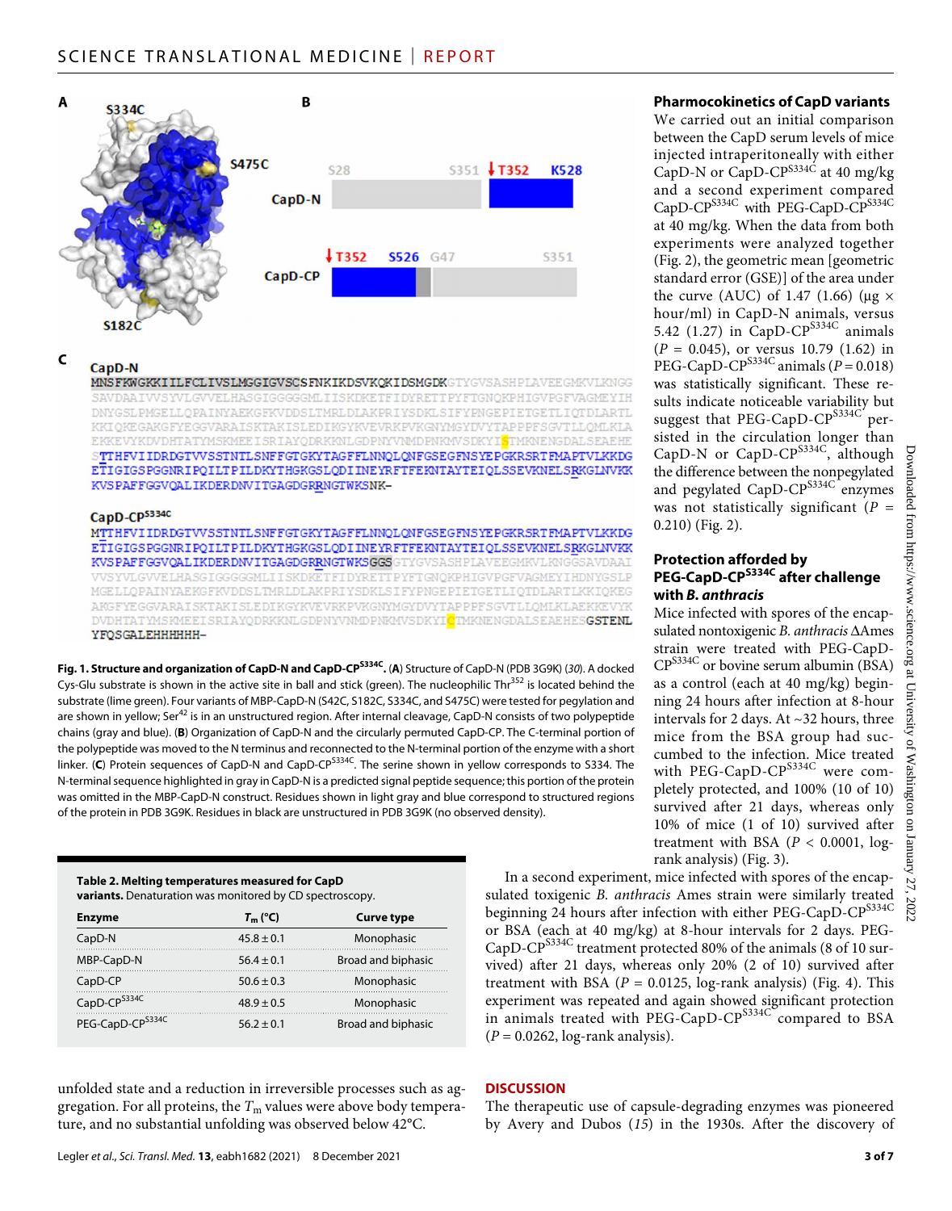**Fig. 1. Structure and organization of CapD-N and CapD-CP$^{S334C}$.** (**A**) Structure of CapD-N (PDB 3G9K) (*30*). A docked Cys-Glu substrate is shown in the active site in ball and stick (green). The nucleophilic Thr[352] is located behind the substrate (lime green). Four variants of MBP-CapD-N (S42C, S182C, S334C, and S475C) were tested for pegylation and are shown in yellow; Ser[42] is in an unstructured region. After internal cleavage, CapD-N consists of two polypeptide chains (gray and blue). (**B**) Organization of CapD-N and the circularly permuted CapD-CP. The C-terminal portion of the polypeptide was moved to the N terminus and reconnected to the N-terminal portion of the enzyme with a short linker. (**C**) Protein sequences of CapD-N and CapD-CP$^{S334C}$. The serine shown in yellow corresponds to S334. The N-terminal sequence highlighted in gray in CapD-N is a predicted signal peptide sequence; this portion of the protein was omitted in the MBP-CapD-N construct. Residues shown in light gray and blue correspond to structured regions of the protein in PDB 3G9K. Residues in black are unstructured in PDB 3G9K (no observed density).

**Table 2. Melting temperatures measured for CapD variants.** Denaturation was monitored by CD spectroscopy.

| Enzyme | $T_m$ (°C) | Curve type |
|---|---|---|
| CapD-N | 45.8 ± 0.1 | Monophasic |
| MBP-CapD-N | 56.4 ± 0.1 | Broad and biphasic |
| CapD-CP | 50.6 ± 0.3 | Monophasic |
| CapD-CP$^{S334C}$ | 48.9 ± 0.5 | Monophasic |
| PEG-CapD-CP$^{S334C}$ | 56.2 ± 0.1 | Broad and biphasic |

unfolded state and a reduction in irreversible processes such as aggregation. For all proteins, the $T_m$ values were above body temperature, and no substantial unfolding was observed below 42°C.

### Pharmacokinetics of CapD variants

We carried out an initial comparison between the CapD serum levels of mice injected intraperitoneally with either CapD-N or CapD-CP$^{S334C}$ at 40 mg/kg and a second experiment compared CapD-CP$^{S334C}$ with PEG-CapD-CP$^{S334C}$ at 40 mg/kg. When the data from both experiments were analyzed together (Fig. 2), the geometric mean [geometric standard error (GSE)] of the area under the curve (AUC) of 1.47 (1.66) (μg × hour/ml) in CapD-N animals, versus 5.42 (1.27) in CapD-CP$^{S334C}$ animals ($P$ = 0.045), or versus 10.79 (1.62) in PEG-CapD-CP$^{S334C}$ animals ($P$ = 0.018) was statistically significant. These results indicate noticeable variability but suggest that PEG-CapD-CP$^{S334C}$ persisted in the circulation longer than CapD-N or CapD-CP$^{S334C}$, although the difference between the nonpegylated and pegylated CapD-CP$^{S334C}$ enzymes was not statistically significant ($P$ = 0.210) (Fig. 2).

### Protection afforded by PEG-CapD-CP$^{S334C}$ after challenge with *B. anthracis*

Mice infected with spores of the encapsulated nontoxigenic *B. anthracis* ΔAmes strain were treated with PEG-CapD-CP$^{S334C}$ or bovine serum albumin (BSA) as a control (each at 40 mg/kg) beginning 24 hours after infection at 8-hour intervals for 2 days. At ~32 hours, three mice from the BSA group had succumbed to the infection. Mice treated with PEG-CapD-CP$^{S334C}$ were completely protected, and 100% (10 of 10) survived after 21 days, whereas only 10% of mice (1 of 10) survived after treatment with BSA ($P$ < 0.0001, log-rank analysis) (Fig. 3).

In a second experiment, mice infected with spores of the encapsulated toxigenic *B. anthracis* Ames strain were similarly treated beginning 24 hours after infection with either PEG-CapD-CP$^{S334C}$ or BSA (each at 40 mg/kg) at 8-hour intervals for 2 days. PEG-CapD-CP$^{S334C}$ treatment protected 80% of the animals (8 of 10 survived) after 21 days, whereas only 20% (2 of 10) survived after treatment with BSA ($P$ = 0.0125, log-rank analysis) (Fig. 4). This experiment was repeated and again showed significant protection in animals treated with PEG-CapD-CP$^{S334C}$ compared to BSA ($P$ = 0.0262, log-rank analysis).

## DISCUSSION

The therapeutic use of capsule-degrading enzymes was pioneered by Avery and Dubos (*15*) in the 1930s. After the discovery of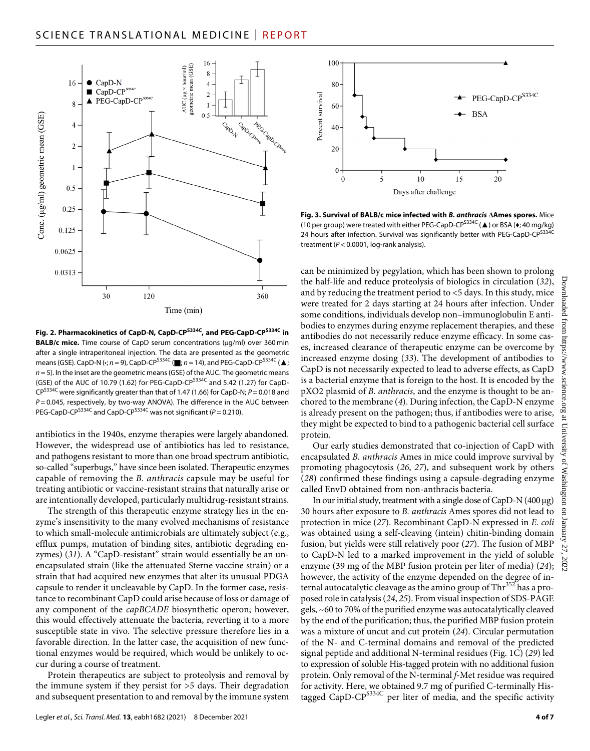**Fig. 2. Pharmacokinetics of CapD-N, CapD-CP$^{S334C}$, and PEG-CapD-CP$^{S334C}$ in BALB/c mice.** Time course of CapD serum concentrations (μg/ml) over 360 min after a single intraperitoneal injection. The data are presented as the geometric means (GSE). CapD-N (•; $n = 9$), CapD-CP$^{S334C}$ (■; $n = 14$), and PEG-CapD-CP$^{S334C}$ (▲; $n = 5$). In the inset are the geometric means (GSE) of the AUC. The geometric means (GSE) of the AUC of 10.79 (1.62) for PEG-CapD-CP$^{S334C}$ and 5.42 (1.27) for CapD-CP$^{S334C}$ were significantly greater than that of 1.47 (1.66) for CapD-N; $P = 0.018$ and $P = 0.045$, respectively, by two-way ANOVA). The difference in the AUC between PEG-CapD-CP$^{S334C}$ and CapD-CP$^{S334C}$ was not significant ($P = 0.210$).

**Fig. 3. Survival of BALB/c mice infected with *B. anthracis* ΔAmes spores.** Mice (10 per group) were treated with either PEG-CapD-CP$^{S334C}$ (▲) or BSA (♦; 40 mg/kg) 24 hours after infection. Survival was significantly better with PEG-CapD-CP$^{S334C}$ treatment ($P < 0.0001$, log-rank analysis).

antibiotics in the 1940s, enzyme therapies were largely abandoned. However, the widespread use of antibiotics has led to resistance, and pathogens resistant to more than one broad spectrum antibiotic, so-called "superbugs," have since been isolated. Therapeutic enzymes capable of removing the *B. anthracis* capsule may be useful for treating antibiotic or vaccine-resistant strains that naturally arise or are intentionally developed, particularly multidrug-resistant strains.

The strength of this therapeutic enzyme strategy lies in the enzyme's insensitivity to the many evolved mechanisms of resistance to which small-molecule antimicrobials are ultimately subject (e.g., efflux pumps, mutation of binding sites, antibiotic degrading enzymes) (*31*). A "CapD-resistant" strain would essentially be an unencapsulated strain (like the attenuated Sterne vaccine strain) or a strain that had acquired new enzymes that alter its unusual PDGA capsule to render it uncleavable by CapD. In the former case, resistance to recombinant CapD could arise because of loss or damage of any component of the *capBCADE* biosynthetic operon; however, this would effectively attenuate the bacteria, reverting it to a more susceptible state in vivo. The selective pressure therefore lies in a favorable direction. In the latter case, the acquisition of new functional enzymes would be required, which would be unlikely to occur during a course of treatment.

Protein therapeutics are subject to proteolysis and removal by the immune system if they persist for >5 days. Their degradation and subsequent presentation to and removal by the immune system can be minimized by pegylation, which has been shown to prolong the half-life and reduce proteolysis of biologics in circulation (*32*), and by reducing the treatment period to <5 days. In this study, mice were treated for 2 days starting at 24 hours after infection. Under some conditions, individuals develop non–immunoglobulin E antibodies to enzymes during enzyme replacement therapies, and these antibodies do not necessarily reduce enzyme efficacy. In some cases, increased clearance of therapeutic enzyme can be overcome by increased enzyme dosing (*33*). The development of antibodies to CapD is not necessarily expected to lead to adverse effects, as CapD is a bacterial enzyme that is foreign to the host. It is encoded by the pXO2 plasmid of *B. anthracis*, and the enzyme is thought to be anchored to the membrane (*4*). During infection, the CapD-N enzyme is already present on the pathogen; thus, if antibodies were to arise, they might be expected to bind to a pathogenic bacterial cell surface protein.

Our early studies demonstrated that co-injection of CapD with encapsulated *B. anthracis* Ames in mice could improve survival by promoting phagocytosis (*26*, *27*), and subsequent work by others (*28*) confirmed these findings using a capsule-degrading enzyme called EnvD obtained from non-anthracis bacteria.

In our initial study, treatment with a single dose of CapD-N (400 μg) 30 hours after exposure to *B. anthracis* Ames spores did not lead to protection in mice (*27*). Recombinant CapD-N expressed in *E. coli* was obtained using a self-cleaving (intein) chitin-binding domain fusion, but yields were still relatively poor (*27*). The fusion of MBP to CapD-N led to a marked improvement in the yield of soluble enzyme (39 mg of the MBP fusion protein per liter of media) (*24*); however, the activity of the enzyme depended on the degree of internal autocatalytic cleavage as the amino group of Thr$^{352}$ has a proposed role in catalysis (*24*, *25*). From visual inspection of SDS-PAGE gels, ~60 to 70% of the purified enzyme was autocatalytically cleaved by the end of the purification; thus, the purified MBP fusion protein was a mixture of uncut and cut protein (*24*). Circular permutation of the N- and C-terminal domains and removal of the predicted signal peptide and additional N-terminal residues (Fig. 1C) (*29*) led to expression of soluble His-tagged protein with no additional fusion protein. Only removal of the N-terminal *f*-Met residue was required for activity. Here, we obtained 9.7 mg of purified C-terminally His-tagged CapD-CP$^{S334C}$ per liter of media, and the specific activity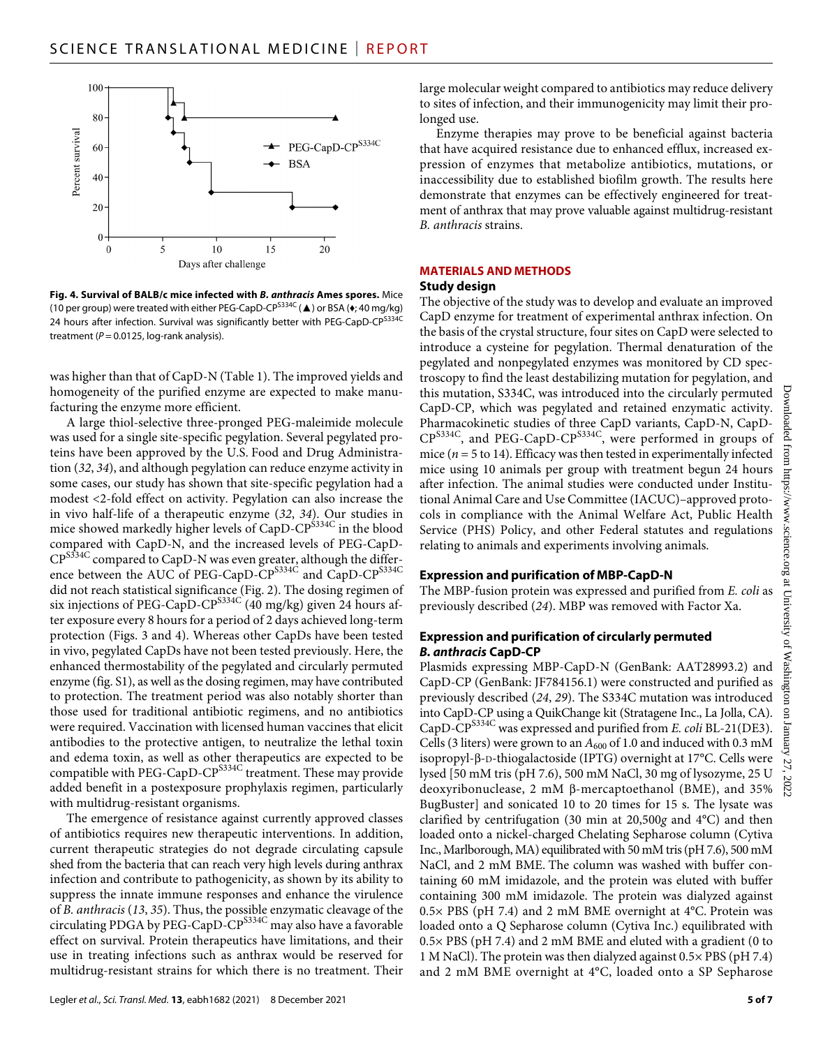**Fig. 4. Survival of BALB/c mice infected with *B. anthracis* Ames spores.** Mice (10 per group) were treated with either PEG-CapD-CP$^{S334C}$ (▲) or BSA (♦; 40 mg/kg) 24 hours after infection. Survival was significantly better with PEG-CapD-CP$^{S334C}$ treatment ($P = 0.0125$, log-rank analysis).

was higher than that of CapD-N (Table 1). The improved yields and homogeneity of the purified enzyme are expected to make manufacturing the enzyme more efficient.

A large thiol-selective three-pronged PEG-maleimide molecule was used for a single site-specific pegylation. Several pegylated proteins have been approved by the U.S. Food and Drug Administration (*32*, *34*), and although pegylation can reduce enzyme activity in some cases, our study has shown that site-specific pegylation had a modest <2-fold effect on activity. Pegylation can also increase the in vivo half-life of a therapeutic enzyme (*32*, *34*). Our studies in mice showed markedly higher levels of CapD-CP$^{S334C}$ in the blood compared with CapD-N, and the increased levels of PEG-CapD-CP$^{S334C}$ compared to CapD-N was even greater, although the difference between the AUC of PEG-CapD-CP$^{S334C}$ and CapD-CP$^{S334C}$ did not reach statistical significance (Fig. 2). The dosing regimen of six injections of PEG-CapD-CP$^{S334C}$ (40 mg/kg) given 24 hours after exposure every 8 hours for a period of 2 days achieved long-term protection (Figs. 3 and 4). Whereas other CapDs have been tested in vivo, pegylated CapDs have not been tested previously. Here, the enhanced thermostability of the pegylated and circularly permuted enzyme (fig. S1), as well as the dosing regimen, may have contributed to protection. The treatment period was also notably shorter than those used for traditional antibiotic regimens, and no antibiotics were required. Vaccination with licensed human vaccines that elicit antibodies to the protective antigen, to neutralize the lethal toxin and edema toxin, as well as other therapeutics are expected to be compatible with PEG-CapD-CP$^{S334C}$ treatment. These may provide added benefit in a postexposure prophylaxis regimen, particularly with multidrug-resistant organisms.

The emergence of resistance against currently approved classes of antibiotics requires new therapeutic interventions. In addition, current therapeutic strategies do not degrade circulating capsule shed from the bacteria that can reach very high levels during anthrax infection and contribute to pathogenicity, as shown by its ability to suppress the innate immune responses and enhance the virulence of *B. anthracis* (*13*, *35*). Thus, the possible enzymatic cleavage of the circulating PDGA by PEG-CapD-CP$^{S334C}$ may also have a favorable effect on survival. Protein therapeutics have limitations, and their use in treating infections such as anthrax would be reserved for multidrug-resistant strains for which there is no treatment. Their large molecular weight compared to antibiotics may reduce delivery to sites of infection, and their immunogenicity may limit their prolonged use.

Enzyme therapies may prove to be beneficial against bacteria that have acquired resistance due to enhanced efflux, increased expression of enzymes that metabolize antibiotics, mutations, or inaccessibility due to established biofilm growth. The results here demonstrate that enzymes can be effectively engineered for treatment of anthrax that may prove valuable against multidrug-resistant *B. anthracis* strains.

## MATERIALS AND METHODS

### Study design

The objective of the study was to develop and evaluate an improved CapD enzyme for treatment of experimental anthrax infection. On the basis of the crystal structure, four sites on CapD were selected to introduce a cysteine for pegylation. Thermal denaturation of the pegylated and nonpegylated enzymes was monitored by CD spectroscopy to find the least destabilizing mutation for pegylation, and this mutation, S334C, was introduced into the circularly permuted CapD-CP, which was pegylated and retained enzymatic activity. Pharmacokinetic studies of three CapD variants, CapD-N, CapD-CP$^{S334C}$, and PEG-CapD-CP$^{S334C}$, were performed in groups of mice ($n = 5$ to 14). Efficacy was then tested in experimentally infected mice using 10 animals per group with treatment begun 24 hours after infection. The animal studies were conducted under Institutional Animal Care and Use Committee (IACUC)–approved protocols in compliance with the Animal Welfare Act, Public Health Service (PHS) Policy, and other Federal statutes and regulations relating to animals and experiments involving animals.

### Expression and purification of MBP-CapD-N

The MBP-fusion protein was expressed and purified from *E. coli* as previously described (*24*). MBP was removed with Factor Xa.

### Expression and purification of circularly permuted *B. anthracis* CapD-CP

Plasmids expressing MBP-CapD-N (GenBank: AAT28993.2) and CapD-CP (GenBank: JF784156.1) were constructed and purified as previously described (*24*, *29*). The S334C mutation was introduced into CapD-CP using a QuikChange kit (Stratagene Inc., La Jolla, CA). CapD-CP$^{S334C}$ was expressed and purified from *E. coli* BL-21(DE3). Cells (3 liters) were grown to an $A_{600}$ of 1.0 and induced with 0.3 mM isopropyl-β-D-thiogalactoside (IPTG) overnight at 17°C. Cells were lysed [50 mM tris (pH 7.6), 500 mM NaCl, 30 mg of lysozyme, 25 U deoxyribonuclease, 2 mM β-mercaptoethanol (BME), and 35% BugBuster] and sonicated 10 to 20 times for 15 s. The lysate was clarified by centrifugation (30 min at 20,500*g* and 4°C) and then loaded onto a nickel-charged Chelating Sepharose column (Cytiva Inc., Marlborough, MA) equilibrated with 50 mM tris (pH 7.6), 500 mM NaCl, and 2 mM BME. The column was washed with buffer containing 60 mM imidazole, and the protein was eluted with buffer containing 300 mM imidazole. The protein was dialyzed against 0.5× PBS (pH 7.4) and 2 mM BME overnight at 4°C. Protein was loaded onto a Q Sepharose column (Cytiva Inc.) equilibrated with 0.5× PBS (pH 7.4) and 2 mM BME and eluted with a gradient (0 to 1 M NaCl). The protein was then dialyzed against 0.5× PBS (pH 7.4) and 2 mM BME overnight at 4°C, loaded onto a SP Sepharose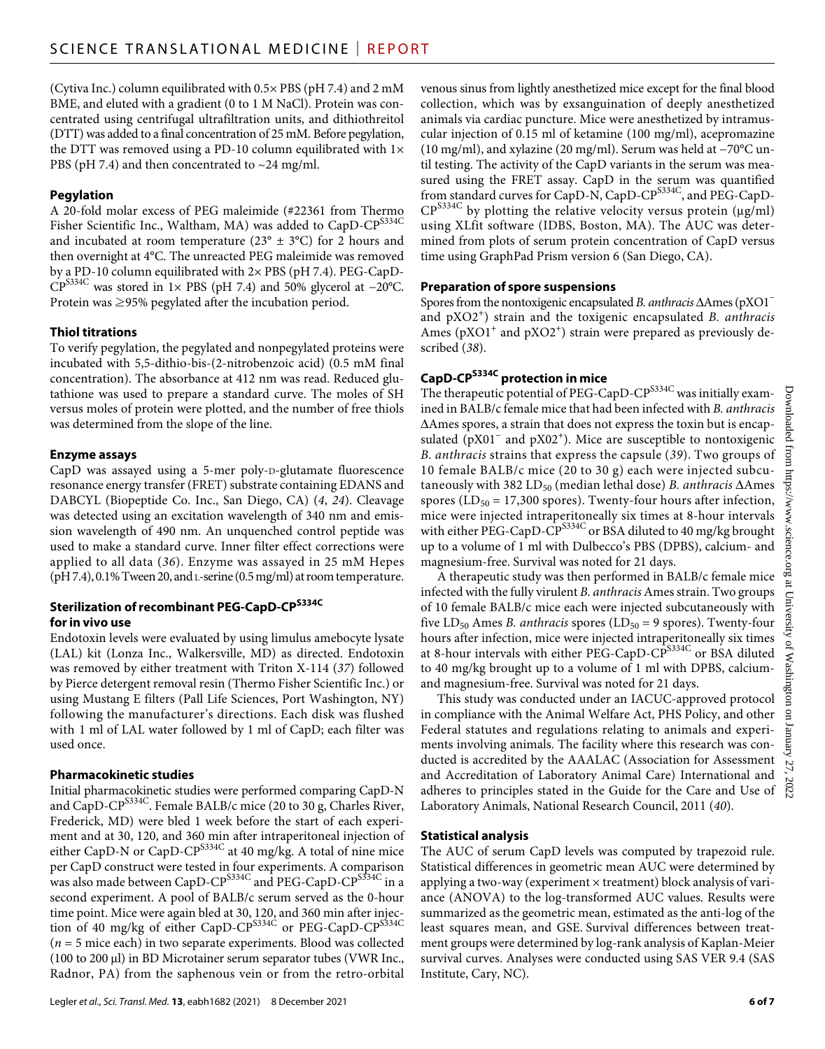(Cytiva Inc.) column equilibrated with 0.5× PBS (pH 7.4) and 2 mM BME, and eluted with a gradient (0 to 1 M NaCl). Protein was concentrated using centrifugal ultrafiltration units, and dithiothreitol (DTT) was added to a final concentration of 25 mM. Before pegylation, the DTT was removed using a PD-10 column equilibrated with 1× PBS (pH 7.4) and then concentrated to ~24 mg/ml.

### Pegylation

A 20-fold molar excess of PEG maleimide (#22361 from Thermo Fisher Scientific Inc., Waltham, MA) was added to CapD-CP$^{S334C}$ and incubated at room temperature (23° ± 3°C) for 2 hours and then overnight at 4°C. The unreacted PEG maleimide was removed by a PD-10 column equilibrated with 2× PBS (pH 7.4). PEG-CapD-CP$^{S334C}$ was stored in 1× PBS (pH 7.4) and 50% glycerol at −20°C. Protein was ≥95% pegylated after the incubation period.

### Thiol titrations

To verify pegylation, the pegylated and nonpegylated proteins were incubated with 5,5-dithio-bis-(2-nitrobenzoic acid) (0.5 mM final concentration). The absorbance at 412 nm was read. Reduced glutathione was used to prepare a standard curve. The moles of SH versus moles of protein were plotted, and the number of free thiols was determined from the slope of the line.

### Enzyme assays

CapD was assayed using a 5-mer poly-D-glutamate fluorescence resonance energy transfer (FRET) substrate containing EDANS and DABCYL (Biopeptide Co. Inc., San Diego, CA) (*4*, *24*). Cleavage was detected using an excitation wavelength of 340 nm and emission wavelength of 490 nm. An unquenched control peptide was used to make a standard curve. Inner filter effect corrections were applied to all data (*36*). Enzyme was assayed in 25 mM Hepes (pH 7.4), 0.1% Tween 20, and L-serine (0.5 mg/ml) at room temperature.

### Sterilization of recombinant PEG-CapD-CP$^{S334C}$ for in vivo use

Endotoxin levels were evaluated by using limulus amebocyte lysate (LAL) kit (Lonza Inc., Walkersville, MD) as directed. Endotoxin was removed by either treatment with Triton X-114 (*37*) followed by Pierce detergent removal resin (Thermo Fisher Scientific Inc.) or using Mustang E filters (Pall Life Sciences, Port Washington, NY) following the manufacturer's directions. Each disk was flushed with 1 ml of LAL water followed by 1 ml of CapD; each filter was used once.

### Pharmacokinetic studies

Initial pharmacokinetic studies were performed comparing CapD-N and CapD-CP$^{S334C}$. Female BALB/c mice (20 to 30 g, Charles River, Frederick, MD) were bled 1 week before the start of each experiment and at 30, 120, and 360 min after intraperitoneal injection of either CapD-N or CapD-CP$^{S334C}$ at 40 mg/kg. A total of nine mice per CapD construct were tested in four experiments. A comparison was also made between CapD-CP$^{S334C}$ and PEG-CapD-CP$^{S334C}$ in a second experiment. A pool of BALB/c serum served as the 0-hour time point. Mice were again bled at 30, 120, and 360 min after injection of 40 mg/kg of either CapD-CP$^{S334C}$ or PEG-CapD-CP$^{S334C}$ ($n = 5$ mice each) in two separate experiments. Blood was collected (100 to 200 μl) in BD Microtainer serum separator tubes (VWR Inc., Radnor, PA) from the saphenous vein or from the retro-orbital venous sinus from lightly anesthetized mice except for the final blood collection, which was by exsanguination of deeply anesthetized animals via cardiac puncture. Mice were anesthetized by intramuscular injection of 0.15 ml of ketamine (100 mg/ml), acepromazine (10 mg/ml), and xylazine (20 mg/ml). Serum was held at −70°C until testing. The activity of the CapD variants in the serum was measured using the FRET assay. CapD in the serum was quantified from standard curves for CapD-N, CapD-CP$^{S334C}$, and PEG-CapD-CP$^{S334C}$ by plotting the relative velocity versus protein (μg/ml) using XLfit software (IDBS, Boston, MA). The AUC was determined from plots of serum protein concentration of CapD versus time using GraphPad Prism version 6 (San Diego, CA).

### Preparation of spore suspensions

Spores from the nontoxigenic encapsulated *B. anthracis* ΔAmes (pXO1$^{-}$ and pXO2$^{+}$) strain and the toxigenic encapsulated *B. anthracis* Ames (pXO1$^{+}$ and pXO2$^{+}$) strain were prepared as previously described (*38*).

### CapD-CP$^{S334C}$ protection in mice

The therapeutic potential of PEG-CapD-CP$^{S334C}$ was initially examined in BALB/c female mice that had been infected with *B. anthracis* ΔAmes spores, a strain that does not express the toxin but is encapsulated (pX01$^{-}$ and pX02$^{+}$). Mice are susceptible to nontoxigenic *B. anthracis* strains that express the capsule (*39*). Two groups of 10 female BALB/c mice (20 to 30 g) each were injected subcutaneously with 382 $LD_{50}$ (median lethal dose) *B. anthracis* ΔAmes spores ($LD_{50}$ = 17,300 spores). Twenty-four hours after infection, mice were injected intraperitoneally six times at 8-hour intervals with either PEG-CapD-CP$^{S334C}$ or BSA diluted to 40 mg/kg brought up to a volume of 1 ml with Dulbecco's PBS (DPBS), calcium- and magnesium-free. Survival was noted for 21 days.

A therapeutic study was then performed in BALB/c female mice infected with the fully virulent *B. anthracis* Ames strain. Two groups of 10 female BALB/c mice each were injected subcutaneously with five $LD_{50}$ Ames *B. anthracis* spores ($LD_{50}$ = 9 spores). Twenty-four hours after infection, mice were injected intraperitoneally six times at 8-hour intervals with either PEG-CapD-CP$^{S334C}$ or BSA diluted to 40 mg/kg brought up to a volume of 1 ml with DPBS, calcium- and magnesium-free. Survival was noted for 21 days.

This study was conducted under an IACUC-approved protocol in compliance with the Animal Welfare Act, PHS Policy, and other Federal statutes and regulations relating to animals and experiments involving animals. The facility where this research was conducted is accredited by the AAALAC (Association for Assessment and Accreditation of Laboratory Animal Care) International and adheres to principles stated in the Guide for the Care and Use of Laboratory Animals, National Research Council, 2011 (*40*).

### Statistical analysis

The AUC of serum CapD levels was computed by trapezoid rule. Statistical differences in geometric mean AUC were determined by applying a two-way (experiment × treatment) block analysis of variance (ANOVA) to the log-transformed AUC values. Results were summarized as the geometric mean, estimated as the anti-log of the least squares mean, and GSE. Survival differences between treatment groups were determined by log-rank analysis of Kaplan-Meier survival curves. Analyses were conducted using SAS VER 9.4 (SAS Institute, Cary, NC).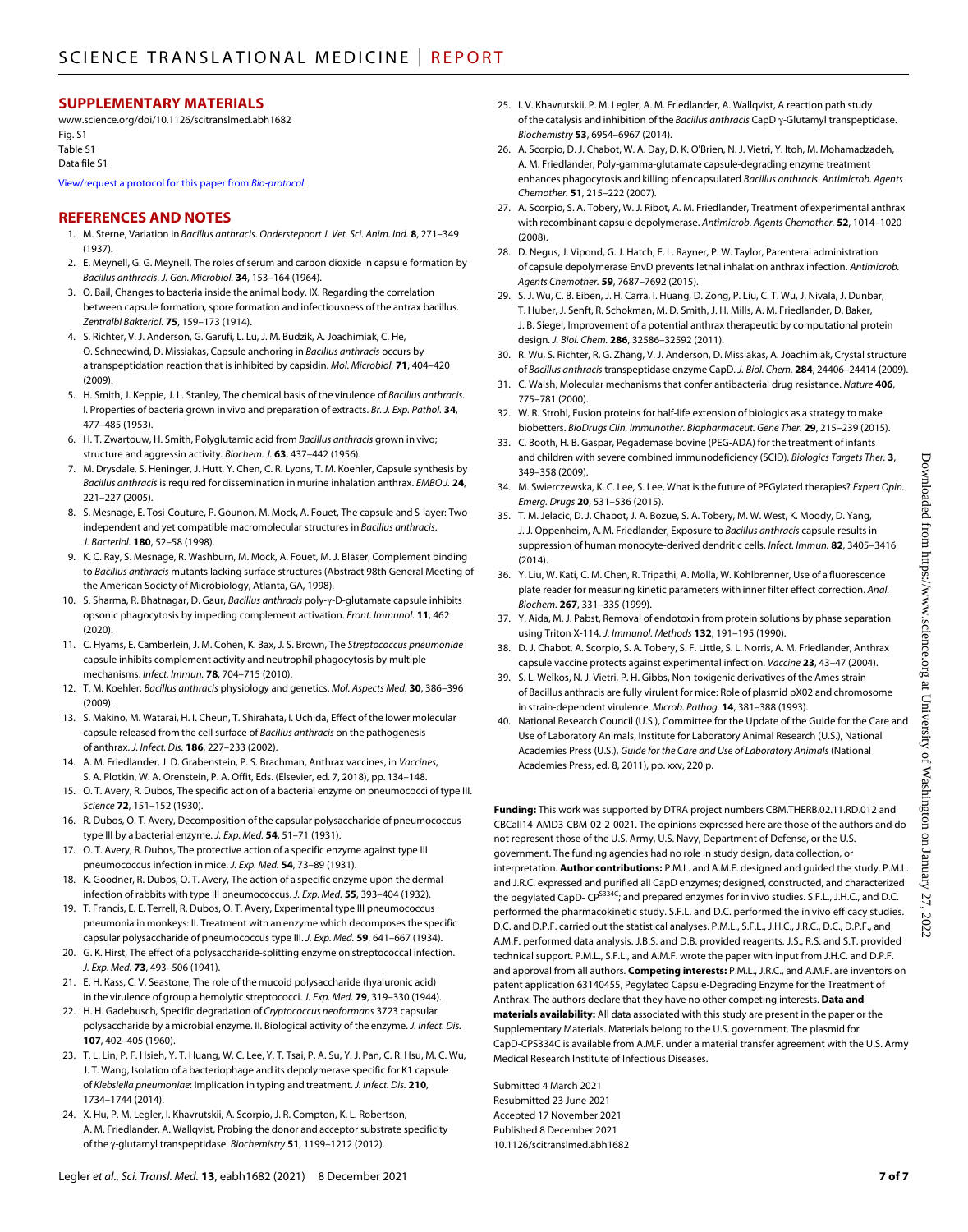## SUPPLEMENTARY MATERIALS

www.science.org/doi/10.1126/scitranslmed.abh1682
Fig. S1
Table S1
Data file S1

View/request a protocol for this paper from *Bio-protocol*.

## REFERENCES AND NOTES

1. M. Sterne, Variation in *Bacillus anthracis*. *Onderstepoort J. Vet. Sci. Anim. Ind.* **8**, 271–349 (1937).
2. E. Meynell, G. G. Meynell, The roles of serum and carbon dioxide in capsule formation by *Bacillus anthracis*. *J. Gen. Microbiol.* **34**, 153–164 (1964).
3. O. Bail, Changes to bacteria inside the animal body. IX. Regarding the correlation between capsule formation, spore formation and infectiousness of the antrax bacillus. *Zentralbl Bakteriol.* **75**, 159–173 (1914).
4. S. Richter, V. J. Anderson, G. Garufi, L. Lu, J. M. Budzik, A. Joachimiak, C. He, O. Schneewind, D. Missiakas, Capsule anchoring in *Bacillus anthracis* occurs by a transpeptidation reaction that is inhibited by capsidin. *Mol. Microbiol.* **71**, 404–420 (2009).
5. H. Smith, J. Keppie, J. L. Stanley, The chemical basis of the virulence of *Bacillus anthracis*. I. Properties of bacteria grown in vivo and preparation of extracts. *Br. J. Exp. Pathol.* **34**, 477–485 (1953).
6. H. T. Zwartouw, H. Smith, Polyglutamic acid from *Bacillus anthracis* grown in vivo; structure and aggressin activity. *Biochem. J.* **63**, 437–442 (1956).
7. M. Drysdale, S. Heninger, J. Hutt, Y. Chen, C. R. Lyons, T. M. Koehler, Capsule synthesis by *Bacillus anthracis* is required for dissemination in murine inhalation anthrax. *EMBO J.* **24**, 221–227 (2005).
8. S. Mesnage, E. Tosi-Couture, P. Gounon, M. Mock, A. Fouet, The capsule and S-layer: Two independent and yet compatible macromolecular structures in *Bacillus anthracis*. *J. Bacteriol.* **180**, 52–58 (1998).
9. K. C. Ray, S. Mesnage, R. Washburn, M. Mock, A. Fouet, M. J. Blaser, Complement binding to *Bacillus anthracis* mutants lacking surface structures (Abstract 98th General Meeting of the American Society of Microbiology, Atlanta, GA, 1998).
10. S. Sharma, R. Bhatnagar, D. Gaur, *Bacillus anthracis* poly-γ-D-glutamate capsule inhibits opsonic phagocytosis by impeding complement activation. *Front. Immunol.* **11**, 462 (2020).
11. C. Hyams, E. Camberlein, J. M. Cohen, K. Bax, J. S. Brown, The *Streptococcus pneumoniae* capsule inhibits complement activity and neutrophil phagocytosis by multiple mechanisms. *Infect. Immun.* **78**, 704–715 (2010).
12. T. M. Koehler, *Bacillus anthracis* physiology and genetics. *Mol. Aspects Med.* **30**, 386–396 (2009).
13. S. Makino, M. Watarai, H. I. Cheun, T. Shirahata, I. Uchida, Effect of the lower molecular capsule released from the cell surface of *Bacillus anthracis* on the pathogenesis of anthrax. *J. Infect. Dis.* **186**, 227–233 (2002).
14. A. M. Friedlander, J. D. Grabenstein, P. S. Brachman, Anthrax vaccines, in *Vaccines*, S. A. Plotkin, W. A. Orenstein, P. A. Offit, Eds. (Elsevier, ed. 7, 2018), pp. 134–148.
15. O. T. Avery, R. Dubos, The specific action of a bacterial enzyme on pneumococci of type III. *Science* **72**, 151–152 (1930).
16. R. Dubos, O. T. Avery, Decomposition of the capsular polysaccharide of pneumococcus type III by a bacterial enzyme. *J. Exp. Med.* **54**, 51–71 (1931).
17. O. T. Avery, R. Dubos, The protective action of a specific enzyme against type III pneumococcus infection in mice. *J. Exp. Med.* **54**, 73–89 (1931).
18. K. Goodner, R. Dubos, O. T. Avery, The action of a specific enzyme upon the dermal infection of rabbits with type III pneumococcus. *J. Exp. Med.* **55**, 393–404 (1932).
19. T. Francis, E. E. Terrell, R. Dubos, O. T. Avery, Experimental type III pneumococcus pneumonia in monkeys: II. Treatment with an enzyme which decomposes the specific capsular polysaccharide of pneumococcus type III. *J. Exp. Med.* **59**, 641–667 (1934).
20. G. K. Hirst, The effect of a polysaccharide-splitting enzyme on streptococcal infection. *J. Exp. Med.* **73**, 493–506 (1941).
21. E. H. Kass, C. V. Seastone, The role of the mucoid polysaccharide (hyaluronic acid) in the virulence of group a hemolytic streptococci. *J. Exp. Med.* **79**, 319–330 (1944).
22. H. H. Gadebusch, Specific degradation of *Cryptococcus neoformans* 3723 capsular polysaccharide by a microbial enzyme. II. Biological activity of the enzyme. *J. Infect. Dis.* **107**, 402–405 (1960).
23. T. L. Lin, P. F. Hsieh, Y. T. Huang, W. C. Lee, Y. T. Tsai, P. A. Su, Y. J. Pan, C. R. Hsu, M. C. Wu, J. T. Wang, Isolation of a bacteriophage and its depolymerase specific for K1 capsule of *Klebsiella pneumoniae*: Implication in typing and treatment. *J. Infect. Dis.* **210**, 1734–1744 (2014).
24. X. Hu, P. M. Legler, I. Khavrutskii, A. Scorpio, J. R. Compton, K. L. Robertson, A. M. Friedlander, A. Wallqvist, Probing the donor and acceptor substrate specificity of the γ-glutamyl transpeptidase. *Biochemistry* **51**, 1199–1212 (2012).
25. I. V. Khavrutskii, P. M. Legler, A. M. Friedlander, A. Wallqvist, A reaction path study of the catalysis and inhibition of the *Bacillus anthracis* CapD γ-Glutamyl transpeptidase. *Biochemistry* **53**, 6954–6967 (2014).
26. A. Scorpio, D. J. Chabot, W. A. Day, D. K. O'Brien, N. J. Vietri, Y. Itoh, M. Mohamadzadeh, A. M. Friedlander, Poly-gamma-glutamate capsule-degrading enzyme treatment enhances phagocytosis and killing of encapsulated *Bacillus anthracis*. *Antimicrob. Agents Chemother.* **51**, 215–222 (2007).
27. A. Scorpio, S. A. Tobery, W. J. Ribot, A. M. Friedlander, Treatment of experimental anthrax with recombinant capsule depolymerase. *Antimicrob. Agents Chemother.* **52**, 1014–1020 (2008).
28. D. Negus, J. Vipond, G. J. Hatch, E. L. Rayner, P. W. Taylor, Parenteral administration of capsule depolymerase EnvD prevents lethal inhalation anthrax infection. *Antimicrob. Agents Chemother.* **59**, 7687–7692 (2015).
29. S. J. Wu, C. B. Eiben, J. H. Carra, I. Huang, D. Zong, P. Liu, C. T. Wu, J. Nivala, J. Dunbar, T. Huber, J. Senft, R. Schokman, M. D. Smith, J. H. Mills, A. M. Friedlander, D. Baker, J. B. Siegel, Improvement of a potential anthrax therapeutic by computational protein design. *J. Biol. Chem.* **286**, 32586–32592 (2011).
30. R. Wu, S. Richter, R. G. Zhang, V. J. Anderson, D. Missiakas, A. Joachimiak, Crystal structure of *Bacillus anthracis* transpeptidase enzyme CapD. *J. Biol. Chem.* **284**, 24406–24414 (2009).
31. C. Walsh, Molecular mechanisms that confer antibacterial drug resistance. *Nature* **406**, 775–781 (2000).
32. W. R. Strohl, Fusion proteins for half-life extension of biologics as a strategy to make biobetters. *BioDrugs Clin. Immunother. Biopharmaceut. Gene Ther.* **29**, 215–239 (2015).
33. C. Booth, H. B. Gaspar, Pegademase bovine (PEG-ADA) for the treatment of infants and children with severe combined immunodeficiency (SCID). *Biologics Targets Ther.* **3**, 349–358 (2009).
34. M. Swierczewska, K. C. Lee, S. Lee, What is the future of PEGylated therapies? *Expert Opin. Emerg. Drugs* **20**, 531–536 (2015).
35. T. M. Jelacic, D. J. Chabot, J. A. Bozue, S. A. Tobery, M. W. West, K. Moody, D. Yang, J. J. Oppenheim, A. M. Friedlander, Exposure to *Bacillus anthracis* capsule results in suppression of human monocyte-derived dendritic cells. *Infect. Immun.* **82**, 3405–3416 (2014).
36. Y. Liu, W. Kati, C. M. Chen, R. Tripathi, A. Molla, W. Kohlbrenner, Use of a fluorescence plate reader for measuring kinetic parameters with inner filter effect correction. *Anal. Biochem.* **267**, 331–335 (1999).
37. Y. Aida, M. J. Pabst, Removal of endotoxin from protein solutions by phase separation using Triton X-114. *J. Immunol. Methods* **132**, 191–195 (1990).
38. D. J. Chabot, A. Scorpio, S. A. Tobery, S. F. Little, S. L. Norris, A. M. Friedlander, Anthrax capsule vaccine protects against experimental infection. *Vaccine* **23**, 43–47 (2004).
39. S. L. Welkos, N. J. Vietri, P. H. Gibbs, Non-toxigenic derivatives of the Ames strain of Bacillus anthracis are fully virulent for mice: Role of plasmid pX02 and chromosome in strain-dependent virulence. *Microb. Pathog.* **14**, 381–388 (1993).
40. National Research Council (U.S.), Committee for the Update of the Guide for the Care and Use of Laboratory Animals, Institute for Laboratory Animal Research (U.S.), National Academies Press (U.S.), *Guide for the Care and Use of Laboratory Animals* (National Academies Press, ed. 8, 2011), pp. xxv, 220 p.

**Funding:** This work was supported by DTRA project numbers CBM.THERB.02.11.RD.012 and CBCall14-AMD3-CBM-02-2-0021. The opinions expressed here are those of the authors and do not represent those of the U.S. Army, U.S. Navy, Department of Defense, or the U.S. government. The funding agencies had no role in study design, data collection, or interpretation. **Author contributions:** P.M.L. and A.M.F. designed and guided the study. P.M.L. and J.R.C. expressed and purified all CapD enzymes; designed, constructed, and characterized the pegylated CapD- CP$^{S334C}$; and prepared enzymes for in vivo studies. S.F.L., J.H.C., and D.C. performed the pharmacokinetic study. S.F.L. and D.C. performed the in vivo efficacy studies. D.C. and D.P.F. carried out the statistical analyses. P.M.L., S.F.L., J.H.C., J.R.C., D.C., D.P.F., and A.M.F. performed data analysis. J.B.S. and D.B. provided reagents. J.S., R.S. and S.T. provided technical support. P.M.L., S.F.L., and A.M.F. wrote the paper with input from J.H.C. and D.P.F. and approval from all authors. **Competing interests:** P.M.L., J.R.C., and A.M.F. are inventors on patent application 63140455, Pegylated Capsule-Degrading Enzyme for the Treatment of Anthrax. The authors declare that they have no other competing interests. **Data and materials availability:** All data associated with this study are present in the paper or the Supplementary Materials. Materials belong to the U.S. government. The plasmid for CapD-CPS334C is available from A.M.F. under a material transfer agreement with the U.S. Army Medical Research Institute of Infectious Diseases.

Submitted 4 March 2021
Resubmitted 23 June 2021
Accepted 17 November 2021
Published 8 December 2021
10.1126/scitranslmed.abh1682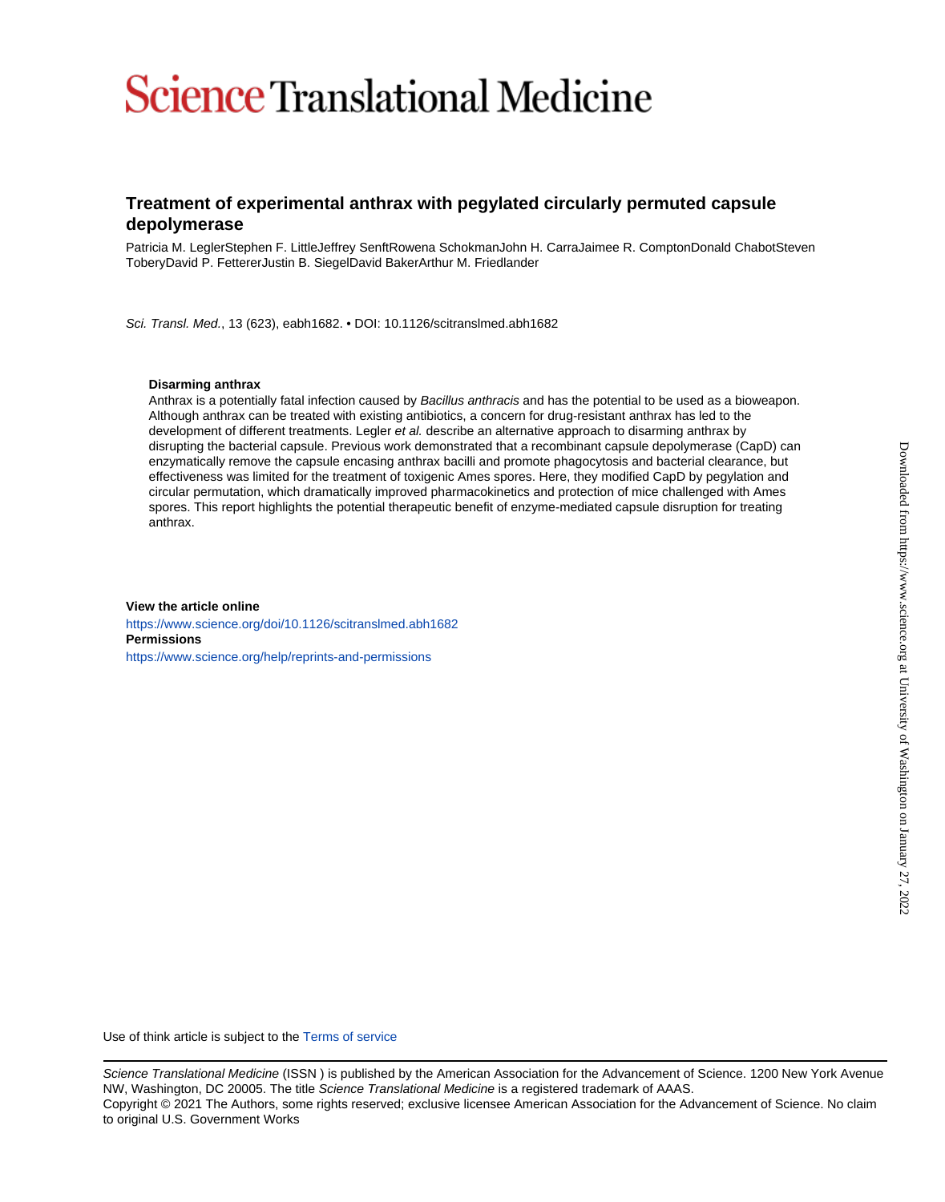# Science Translational Medicine

## Treatment of experimental anthrax with pegylated circularly permuted capsule depolymerase

Patricia M. LeglerStephen F. LittleJeffrey SenftRowena SchokmanJohn H. CarraJaimee R. ComptonDonald ChabotSteven ToberyDavid P. FettererJustin B. SiegelDavid BakerArthur M. Friedlander

*Sci. Transl. Med.*, 13 (623), eabh1682. • DOI: 10.1126/scitranslmed.abh1682

**Disarming anthrax**

Anthrax is a potentially fatal infection caused by *Bacillus anthracis* and has the potential to be used as a bioweapon. Although anthrax can be treated with existing antibiotics, a concern for drug-resistant anthrax has led to the development of different treatments. Legler *et al.* describe an alternative approach to disarming anthrax by disrupting the bacterial capsule. Previous work demonstrated that a recombinant capsule depolymerase (CapD) can enzymatically remove the capsule encasing anthrax bacilli and promote phagocytosis and bacterial clearance, but effectiveness was limited for the treatment of toxigenic Ames spores. Here, they modified CapD by pegylation and circular permutation, which dramatically improved pharmacokinetics and protection of mice challenged with Ames spores. This report highlights the potential therapeutic benefit of enzyme-mediated capsule disruption for treating anthrax.

**View the article online**
https://www.science.org/doi/10.1126/scitranslmed.abh1682
**Permissions**
https://www.science.org/help/reprints-and-permissions

Use of think article is subject to the Terms of service

*Science Translational Medicine* (ISSN ) is published by the American Association for the Advancement of Science. 1200 New York Avenue NW, Washington, DC 20005. The title *Science Translational Medicine* is a registered trademark of AAAS.
Copyright © 2021 The Authors, some rights reserved; exclusive licensee American Association for the Advancement of Science. No claim to original U.S. Government Works